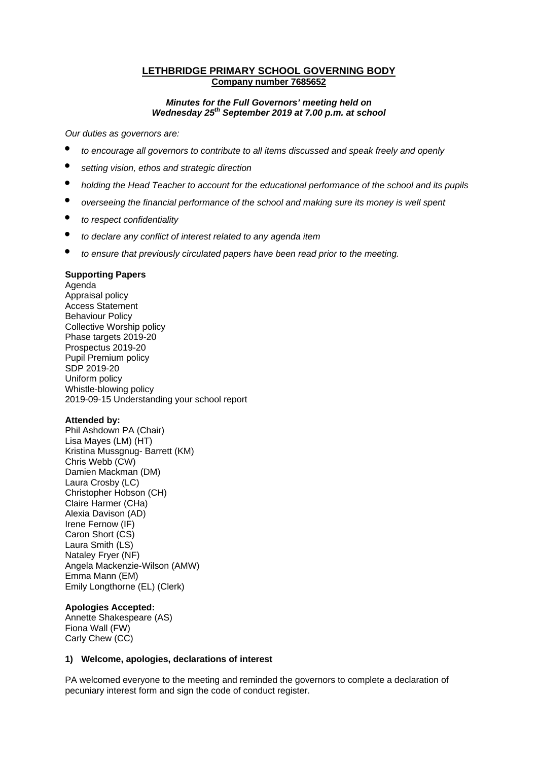# LETHBRIDGE PRIMARY SCHOOL GOVERNING BODY
## Company number 7685652

***Minutes for the Full Governors' meeting held on Wednesday 25th September 2019 at 7.00 p.m. at school***

*Our duties as governors are:*

- *to encourage all governors to contribute to all items discussed and speak freely and openly*
- *setting vision, ethos and strategic direction*
- *holding the Head Teacher to account for the educational performance of the school and its pupils*
- *overseeing the financial performance of the school and making sure its money is well spent*
- *to respect confidentiality*
- *to declare any conflict of interest related to any agenda item*
- *to ensure that previously circulated papers have been read prior to the meeting.*

**Supporting Papers**

Agenda
Appraisal policy
Access Statement
Behaviour Policy
Collective Worship policy
Phase targets 2019-20
Prospectus 2019-20
Pupil Premium policy
SDP 2019-20
Uniform policy
Whistle-blowing policy
2019-09-15 Understanding your school report

**Attended by:**

Phil Ashdown PA (Chair)
Lisa Mayes (LM) (HT)
Kristina Mussgnug- Barrett (KM)
Chris Webb (CW)
Damien Mackman (DM)
Laura Crosby (LC)
Christopher Hobson (CH)
Claire Harmer (CHa)
Alexia Davison (AD)
Irene Fernow (IF)
Caron Short (CS)
Laura Smith (LS)
Nataley Fryer (NF)
Angela Mackenzie-Wilson (AMW)
Emma Mann (EM)
Emily Longthorne (EL) (Clerk)

**Apologies Accepted:**

Annette Shakespeare (AS)
Fiona Wall (FW)
Carly Chew (CC)

**1) Welcome, apologies, declarations of interest**

PA welcomed everyone to the meeting and reminded the governors to complete a declaration of pecuniary interest form and sign the code of conduct register.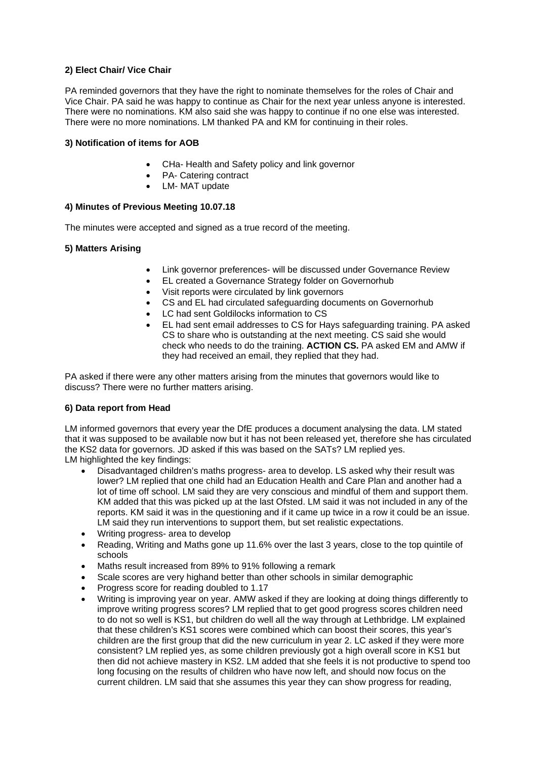### 2) Elect Chair/ Vice Chair

PA reminded governors that they have the right to nominate themselves for the roles of Chair and Vice Chair. PA said he was happy to continue as Chair for the next year unless anyone is interested. There were no nominations. KM also said she was happy to continue if no one else was interested. There were no more nominations. LM thanked PA and KM for continuing in their roles.

### 3) Notification of items for AOB

- CHa- Health and Safety policy and link governor
- PA- Catering contract
- LM- MAT update

### 4) Minutes of Previous Meeting 10.07.18

The minutes were accepted and signed as a true record of the meeting.

### 5) Matters Arising

- Link governor preferences- will be discussed under Governance Review
- EL created a Governance Strategy folder on Governorhub
- Visit reports were circulated by link governors
- CS and EL had circulated safeguarding documents on Governorhub
- LC had sent Goldilocks information to CS
- EL had sent email addresses to CS for Hays safeguarding training. PA asked CS to share who is outstanding at the next meeting. CS said she would check who needs to do the training. **ACTION CS.** PA asked EM and AMW if they had received an email, they replied that they had.

PA asked if there were any other matters arising from the minutes that governors would like to discuss? There were no further matters arising.

### 6) Data report from Head

LM informed governors that every year the DfE produces a document analysing the data. LM stated that it was supposed to be available now but it has not been released yet, therefore she has circulated the KS2 data for governors. JD asked if this was based on the SATs? LM replied yes.
LM highlighted the key findings:

- Disadvantaged children's maths progress- area to develop. LS asked why their result was lower? LM replied that one child had an Education Health and Care Plan and another had a lot of time off school. LM said they are very conscious and mindful of them and support them. KM added that this was picked up at the last Ofsted. LM said it was not included in any of the reports. KM said it was in the questioning and if it came up twice in a row it could be an issue. LM said they run interventions to support them, but set realistic expectations.
- Writing progress- area to develop
- Reading, Writing and Maths gone up 11.6% over the last 3 years, close to the top quintile of schools
- Maths result increased from 89% to 91% following a remark
- Scale scores are very highand better than other schools in similar demographic
- Progress score for reading doubled to 1.17
- Writing is improving year on year. AMW asked if they are looking at doing things differently to improve writing progress scores? LM replied that to get good progress scores children need to do not so well is KS1, but children do well all the way through at Lethbridge. LM explained that these children's KS1 scores were combined which can boost their scores, this year's children are the first group that did the new curriculum in year 2. LC asked if they were more consistent? LM replied yes, as some children previously got a high overall score in KS1 but then did not achieve mastery in KS2. LM added that she feels it is not productive to spend too long focusing on the results of children who have now left, and should now focus on the current children. LM said that she assumes this year they can show progress for reading,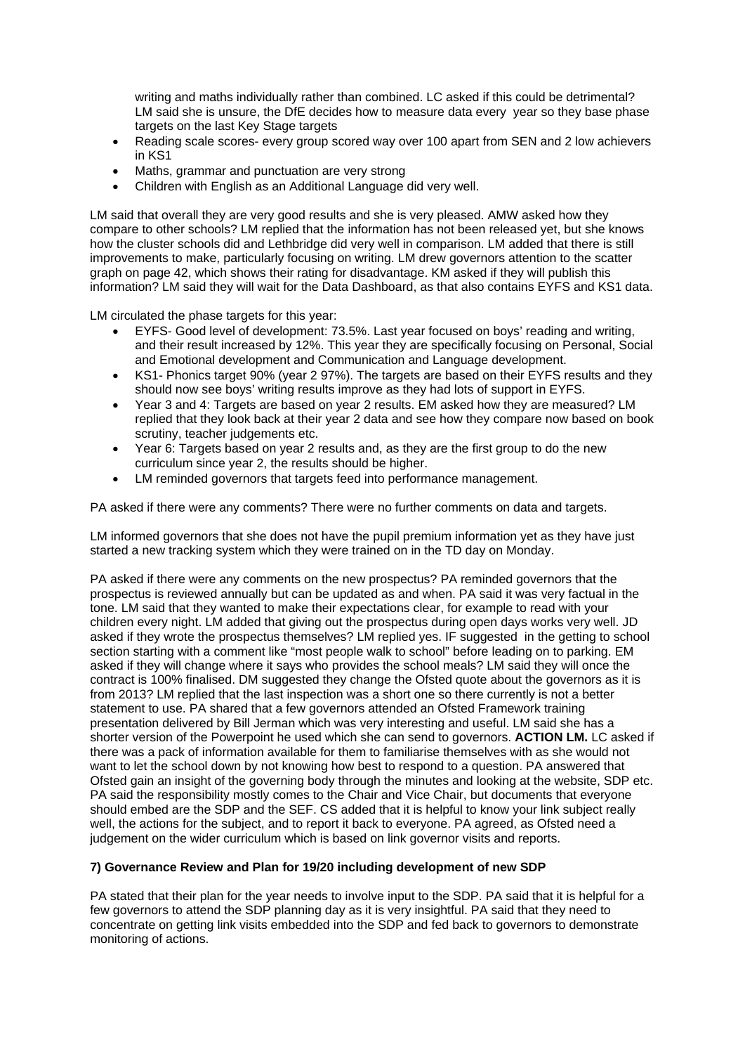writing and maths individually rather than combined. LC asked if this could be detrimental? LM said she is unsure, the DfE decides how to measure data every year so they base phase targets on the last Key Stage targets

- Reading scale scores- every group scored way over 100 apart from SEN and 2 low achievers in KS1
- Maths, grammar and punctuation are very strong
- Children with English as an Additional Language did very well.

LM said that overall they are very good results and she is very pleased. AMW asked how they compare to other schools? LM replied that the information has not been released yet, but she knows how the cluster schools did and Lethbridge did very well in comparison. LM added that there is still improvements to make, particularly focusing on writing. LM drew governors attention to the scatter graph on page 42, which shows their rating for disadvantage. KM asked if they will publish this information? LM said they will wait for the Data Dashboard, as that also contains EYFS and KS1 data.

LM circulated the phase targets for this year:

- EYFS- Good level of development: 73.5%. Last year focused on boys' reading and writing, and their result increased by 12%. This year they are specifically focusing on Personal, Social and Emotional development and Communication and Language development.
- KS1- Phonics target 90% (year 2 97%). The targets are based on their EYFS results and they should now see boys' writing results improve as they had lots of support in EYFS.
- Year 3 and 4: Targets are based on year 2 results. EM asked how they are measured? LM replied that they look back at their year 2 data and see how they compare now based on book scrutiny, teacher judgements etc.
- Year 6: Targets based on year 2 results and, as they are the first group to do the new curriculum since year 2, the results should be higher.
- LM reminded governors that targets feed into performance management.

PA asked if there were any comments? There were no further comments on data and targets.

LM informed governors that she does not have the pupil premium information yet as they have just started a new tracking system which they were trained on in the TD day on Monday.

PA asked if there were any comments on the new prospectus? PA reminded governors that the prospectus is reviewed annually but can be updated as and when. PA said it was very factual in the tone. LM said that they wanted to make their expectations clear, for example to read with your children every night. LM added that giving out the prospectus during open days works very well. JD asked if they wrote the prospectus themselves? LM replied yes. IF suggested in the getting to school section starting with a comment like "most people walk to school" before leading on to parking. EM asked if they will change where it says who provides the school meals? LM said they will once the contract is 100% finalised. DM suggested they change the Ofsted quote about the governors as it is from 2013? LM replied that the last inspection was a short one so there currently is not a better statement to use. PA shared that a few governors attended an Ofsted Framework training presentation delivered by Bill Jerman which was very interesting and useful. LM said she has a shorter version of the Powerpoint he used which she can send to governors. **ACTION LM.** LC asked if there was a pack of information available for them to familiarise themselves with as she would not want to let the school down by not knowing how best to respond to a question. PA answered that Ofsted gain an insight of the governing body through the minutes and looking at the website, SDP etc. PA said the responsibility mostly comes to the Chair and Vice Chair, but documents that everyone should embed are the SDP and the SEF. CS added that it is helpful to know your link subject really well, the actions for the subject, and to report it back to everyone. PA agreed, as Ofsted need a judgement on the wider curriculum which is based on link governor visits and reports.

**7) Governance Review and Plan for 19/20 including development of new SDP**

PA stated that their plan for the year needs to involve input to the SDP. PA said that it is helpful for a few governors to attend the SDP planning day as it is very insightful. PA said that they need to concentrate on getting link visits embedded into the SDP and fed back to governors to demonstrate monitoring of actions.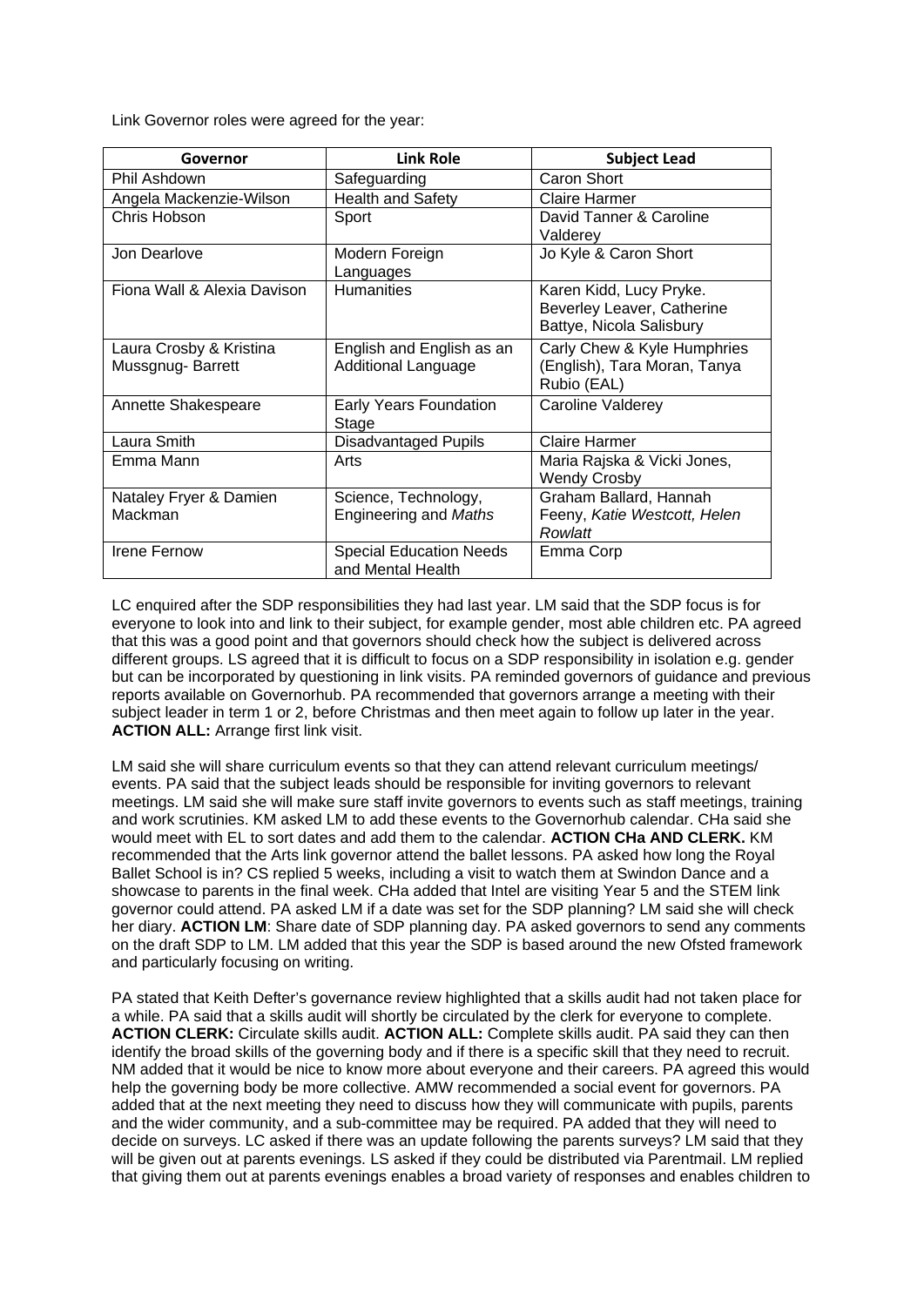Link Governor roles were agreed for the year:

| Governor | Link Role | Subject Lead |
|---|---|---|
| Phil Ashdown | Safeguarding | Caron Short |
| Angela Mackenzie-Wilson | Health and Safety | Claire Harmer |
| Chris Hobson | Sport | David Tanner & Caroline Valderey |
| Jon Dearlove | Modern Foreign Languages | Jo Kyle & Caron Short |
| Fiona Wall & Alexia Davison | Humanities | Karen Kidd, Lucy Pryke. Beverley Leaver, Catherine Battye, Nicola Salisbury |
| Laura Crosby & Kristina Mussgnug- Barrett | English and English as an Additional Language | Carly Chew & Kyle Humphries (English), Tara Moran, Tanya Rubio (EAL) |
| Annette Shakespeare | Early Years Foundation Stage | Caroline Valderey |
| Laura Smith | Disadvantaged Pupils | Claire Harmer |
| Emma Mann | Arts | Maria Rajska & Vicki Jones, Wendy Crosby |
| Nataley Fryer & Damien Mackman | Science, Technology, Engineering and *Maths* | Graham Ballard, Hannah Feeny, *Katie Westcott, Helen Rowlatt* |
| Irene Fernow | Special Education Needs and Mental Health | Emma Corp |

LC enquired after the SDP responsibilities they had last year. LM said that the SDP focus is for everyone to look into and link to their subject, for example gender, most able children etc. PA agreed that this was a good point and that governors should check how the subject is delivered across different groups. LS agreed that it is difficult to focus on a SDP responsibility in isolation e.g. gender but can be incorporated by questioning in link visits. PA reminded governors of guidance and previous reports available on Governorhub. PA recommended that governors arrange a meeting with their subject leader in term 1 or 2, before Christmas and then meet again to follow up later in the year. **ACTION ALL:** Arrange first link visit.

LM said she will share curriculum events so that they can attend relevant curriculum meetings/ events. PA said that the subject leads should be responsible for inviting governors to relevant meetings. LM said she will make sure staff invite governors to events such as staff meetings, training and work scrutinies. KM asked LM to add these events to the Governorhub calendar. CHa said she would meet with EL to sort dates and add them to the calendar. **ACTION CHa AND CLERK.** KM recommended that the Arts link governor attend the ballet lessons. PA asked how long the Royal Ballet School is in? CS replied 5 weeks, including a visit to watch them at Swindon Dance and a showcase to parents in the final week. CHa added that Intel are visiting Year 5 and the STEM link governor could attend. PA asked LM if a date was set for the SDP planning? LM said she will check her diary. **ACTION LM**: Share date of SDP planning day. PA asked governors to send any comments on the draft SDP to LM. LM added that this year the SDP is based around the new Ofsted framework and particularly focusing on writing.

PA stated that Keith Defter's governance review highlighted that a skills audit had not taken place for a while. PA said that a skills audit will shortly be circulated by the clerk for everyone to complete. **ACTION CLERK:** Circulate skills audit. **ACTION ALL:** Complete skills audit. PA said they can then identify the broad skills of the governing body and if there is a specific skill that they need to recruit. NM added that it would be nice to know more about everyone and their careers. PA agreed this would help the governing body be more collective. AMW recommended a social event for governors. PA added that at the next meeting they need to discuss how they will communicate with pupils, parents and the wider community, and a sub-committee may be required. PA added that they will need to decide on surveys. LC asked if there was an update following the parents surveys? LM said that they will be given out at parents evenings. LS asked if they could be distributed via Parentmail. LM replied that giving them out at parents evenings enables a broad variety of responses and enables children to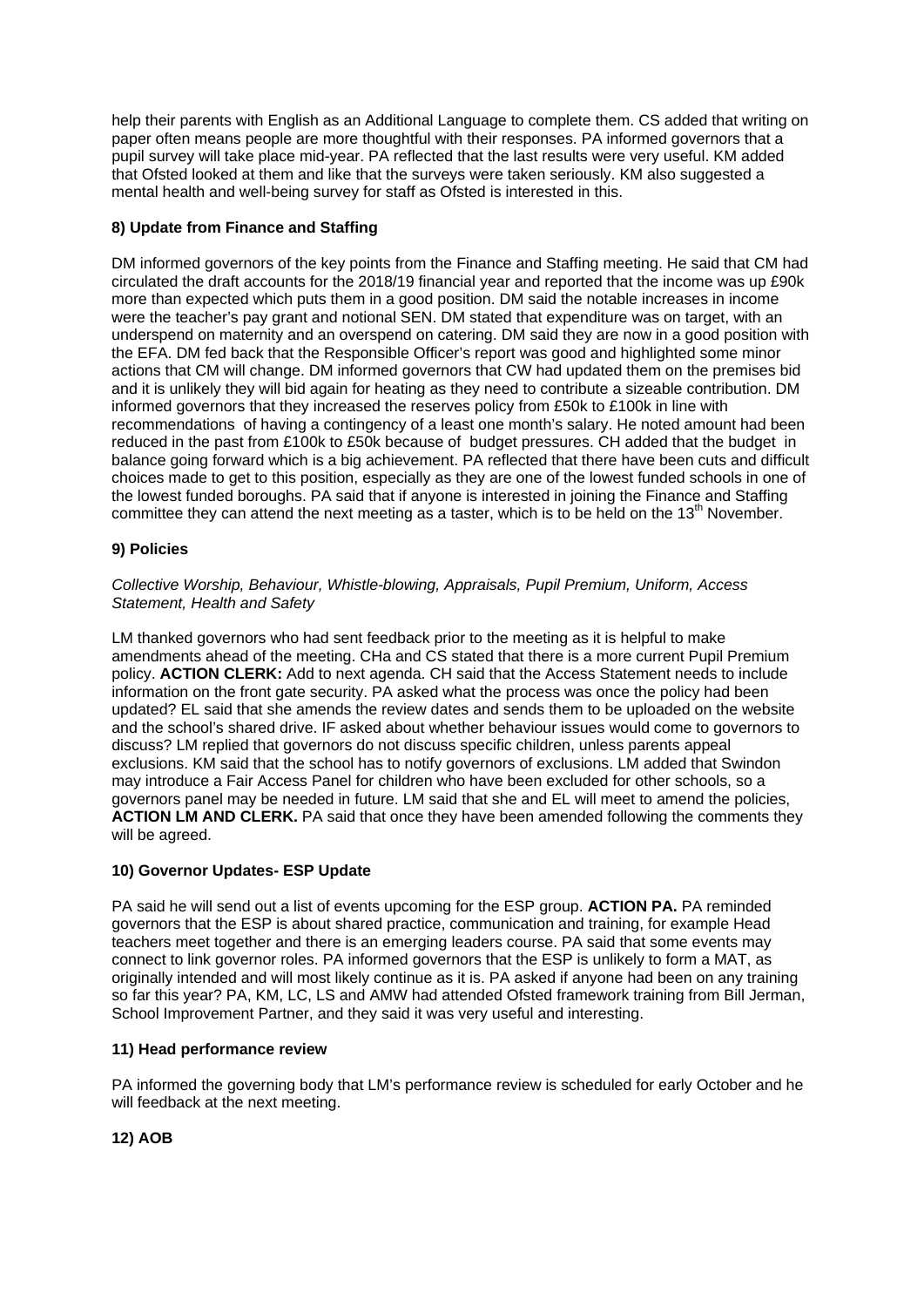help their parents with English as an Additional Language to complete them. CS added that writing on paper often means people are more thoughtful with their responses. PA informed governors that a pupil survey will take place mid-year. PA reflected that the last results were very useful. KM added that Ofsted looked at them and like that the surveys were taken seriously. KM also suggested a mental health and well-being survey for staff as Ofsted is interested in this.

**8) Update from Finance and Staffing**

DM informed governors of the key points from the Finance and Staffing meeting. He said that CM had circulated the draft accounts for the 2018/19 financial year and reported that the income was up £90k more than expected which puts them in a good position. DM said the notable increases in income were the teacher's pay grant and notional SEN. DM stated that expenditure was on target, with an underspend on maternity and an overspend on catering. DM said they are now in a good position with the EFA. DM fed back that the Responsible Officer's report was good and highlighted some minor actions that CM will change. DM informed governors that CW had updated them on the premises bid and it is unlikely they will bid again for heating as they need to contribute a sizeable contribution. DM informed governors that they increased the reserves policy from £50k to £100k in line with recommendations of having a contingency of a least one month's salary. He noted amount had been reduced in the past from £100k to £50k because of budget pressures. CH added that the budget in balance going forward which is a big achievement. PA reflected that there have been cuts and difficult choices made to get to this position, especially as they are one of the lowest funded schools in one of the lowest funded boroughs. PA said that if anyone is interested in joining the Finance and Staffing committee they can attend the next meeting as a taster, which is to be held on the 13th November.

**9) Policies**

*Collective Worship, Behaviour, Whistle-blowing, Appraisals, Pupil Premium, Uniform, Access Statement, Health and Safety*

LM thanked governors who had sent feedback prior to the meeting as it is helpful to make amendments ahead of the meeting. CHa and CS stated that there is a more current Pupil Premium policy. **ACTION CLERK:** Add to next agenda. CH said that the Access Statement needs to include information on the front gate security. PA asked what the process was once the policy had been updated? EL said that she amends the review dates and sends them to be uploaded on the website and the school's shared drive. IF asked about whether behaviour issues would come to governors to discuss? LM replied that governors do not discuss specific children, unless parents appeal exclusions. KM said that the school has to notify governors of exclusions. LM added that Swindon may introduce a Fair Access Panel for children who have been excluded for other schools, so a governors panel may be needed in future. LM said that she and EL will meet to amend the policies, **ACTION LM AND CLERK.** PA said that once they have been amended following the comments they will be agreed.

**10) Governor Updates- ESP Update**

PA said he will send out a list of events upcoming for the ESP group. **ACTION PA.** PA reminded governors that the ESP is about shared practice, communication and training, for example Head teachers meet together and there is an emerging leaders course. PA said that some events may connect to link governor roles. PA informed governors that the ESP is unlikely to form a MAT, as originally intended and will most likely continue as it is. PA asked if anyone had been on any training so far this year? PA, KM, LC, LS and AMW had attended Ofsted framework training from Bill Jerman, School Improvement Partner, and they said it was very useful and interesting.

**11) Head performance review**

PA informed the governing body that LM's performance review is scheduled for early October and he will feedback at the next meeting.

**12) AOB**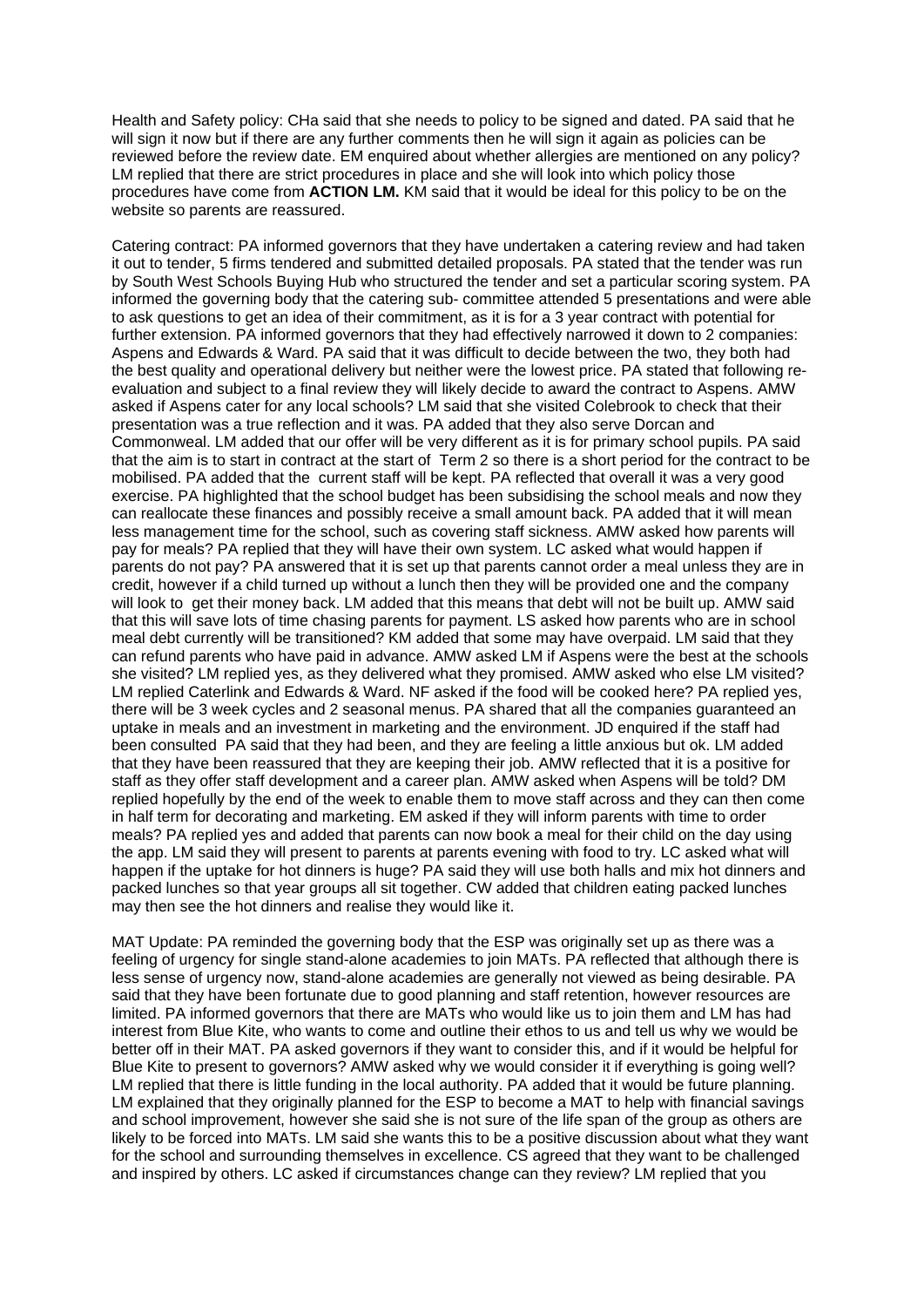Health and Safety policy: CHa said that she needs to policy to be signed and dated. PA said that he will sign it now but if there are any further comments then he will sign it again as policies can be reviewed before the review date. EM enquired about whether allergies are mentioned on any policy? LM replied that there are strict procedures in place and she will look into which policy those procedures have come from **ACTION LM.** KM said that it would be ideal for this policy to be on the website so parents are reassured.

Catering contract: PA informed governors that they have undertaken a catering review and had taken it out to tender, 5 firms tendered and submitted detailed proposals. PA stated that the tender was run by South West Schools Buying Hub who structured the tender and set a particular scoring system. PA informed the governing body that the catering sub- committee attended 5 presentations and were able to ask questions to get an idea of their commitment, as it is for a 3 year contract with potential for further extension. PA informed governors that they had effectively narrowed it down to 2 companies: Aspens and Edwards & Ward. PA said that it was difficult to decide between the two, they both had the best quality and operational delivery but neither were the lowest price. PA stated that following re-evaluation and subject to a final review they will likely decide to award the contract to Aspens. AMW asked if Aspens cater for any local schools? LM said that she visited Colebrook to check that their presentation was a true reflection and it was. PA added that they also serve Dorcan and Commonweal. LM added that our offer will be very different as it is for primary school pupils. PA said that the aim is to start in contract at the start of Term 2 so there is a short period for the contract to be mobilised. PA added that the current staff will be kept. PA reflected that overall it was a very good exercise. PA highlighted that the school budget has been subsidising the school meals and now they can reallocate these finances and possibly receive a small amount back. PA added that it will mean less management time for the school, such as covering staff sickness. AMW asked how parents will pay for meals? PA replied that they will have their own system. LC asked what would happen if parents do not pay? PA answered that it is set up that parents cannot order a meal unless they are in credit, however if a child turned up without a lunch then they will be provided one and the company will look to get their money back. LM added that this means that debt will not be built up. AMW said that this will save lots of time chasing parents for payment. LS asked how parents who are in school meal debt currently will be transitioned? KM added that some may have overpaid. LM said that they can refund parents who have paid in advance. AMW asked LM if Aspens were the best at the schools she visited? LM replied yes, as they delivered what they promised. AMW asked who else LM visited? LM replied Caterlink and Edwards & Ward. NF asked if the food will be cooked here? PA replied yes, there will be 3 week cycles and 2 seasonal menus. PA shared that all the companies guaranteed an uptake in meals and an investment in marketing and the environment. JD enquired if the staff had been consulted PA said that they had been, and they are feeling a little anxious but ok. LM added that they have been reassured that they are keeping their job. AMW reflected that it is a positive for staff as they offer staff development and a career plan. AMW asked when Aspens will be told? DM replied hopefully by the end of the week to enable them to move staff across and they can then come in half term for decorating and marketing. EM asked if they will inform parents with time to order meals? PA replied yes and added that parents can now book a meal for their child on the day using the app. LM said they will present to parents at parents evening with food to try. LC asked what will happen if the uptake for hot dinners is huge? PA said they will use both halls and mix hot dinners and packed lunches so that year groups all sit together. CW added that children eating packed lunches may then see the hot dinners and realise they would like it.

MAT Update: PA reminded the governing body that the ESP was originally set up as there was a feeling of urgency for single stand-alone academies to join MATs. PA reflected that although there is less sense of urgency now, stand-alone academies are generally not viewed as being desirable. PA said that they have been fortunate due to good planning and staff retention, however resources are limited. PA informed governors that there are MATs who would like us to join them and LM has had interest from Blue Kite, who wants to come and outline their ethos to us and tell us why we would be better off in their MAT. PA asked governors if they want to consider this, and if it would be helpful for Blue Kite to present to governors? AMW asked why we would consider it if everything is going well? LM replied that there is little funding in the local authority. PA added that it would be future planning. LM explained that they originally planned for the ESP to become a MAT to help with financial savings and school improvement, however she said she is not sure of the life span of the group as others are likely to be forced into MATs. LM said she wants this to be a positive discussion about what they want for the school and surrounding themselves in excellence. CS agreed that they want to be challenged and inspired by others. LC asked if circumstances change can they review? LM replied that you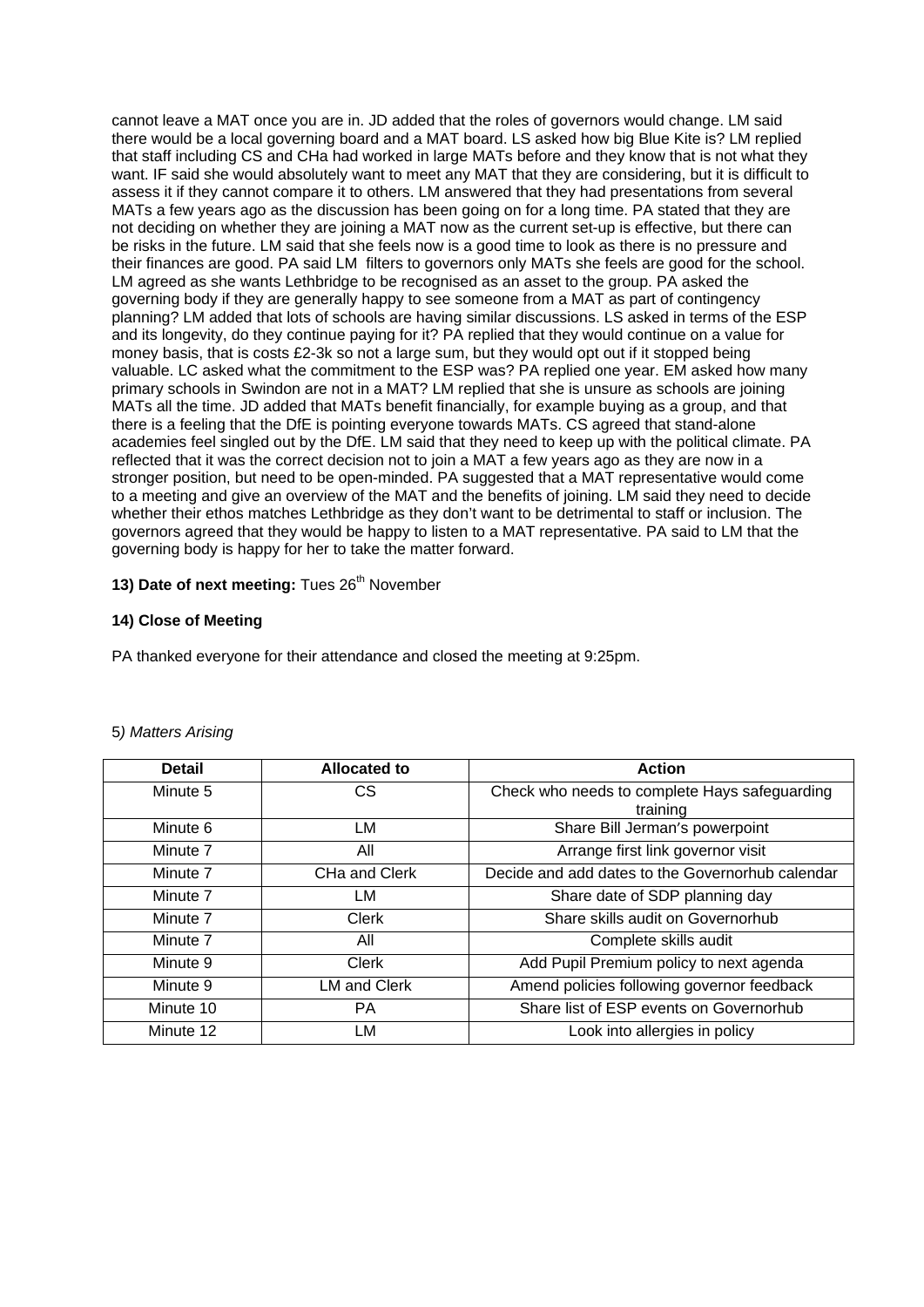cannot leave a MAT once you are in. JD added that the roles of governors would change. LM said there would be a local governing board and a MAT board. LS asked how big Blue Kite is? LM replied that staff including CS and CHa had worked in large MATs before and they know that is not what they want. IF said she would absolutely want to meet any MAT that they are considering, but it is difficult to assess it if they cannot compare it to others. LM answered that they had presentations from several MATs a few years ago as the discussion has been going on for a long time. PA stated that they are not deciding on whether they are joining a MAT now as the current set-up is effective, but there can be risks in the future. LM said that she feels now is a good time to look as there is no pressure and their finances are good. PA said LM filters to governors only MATs she feels are good for the school. LM agreed as she wants Lethbridge to be recognised as an asset to the group. PA asked the governing body if they are generally happy to see someone from a MAT as part of contingency planning? LM added that lots of schools are having similar discussions. LS asked in terms of the ESP and its longevity, do they continue paying for it? PA replied that they would continue on a value for money basis, that is costs £2-3k so not a large sum, but they would opt out if it stopped being valuable. LC asked what the commitment to the ESP was? PA replied one year. EM asked how many primary schools in Swindon are not in a MAT? LM replied that she is unsure as schools are joining MATs all the time. JD added that MATs benefit financially, for example buying as a group, and that there is a feeling that the DfE is pointing everyone towards MATs. CS agreed that stand-alone academies feel singled out by the DfE. LM said that they need to keep up with the political climate. PA reflected that it was the correct decision not to join a MAT a few years ago as they are now in a stronger position, but need to be open-minded. PA suggested that a MAT representative would come to a meeting and give an overview of the MAT and the benefits of joining. LM said they need to decide whether their ethos matches Lethbridge as they don't want to be detrimental to staff or inclusion. The governors agreed that they would be happy to listen to a MAT representative. PA said to LM that the governing body is happy for her to take the matter forward.

**13) Date of next meeting:** Tues 26th November

**14) Close of Meeting**

PA thanked everyone for their attendance and closed the meeting at 9:25pm.

5*) Matters Arising*

| Detail | Allocated to | Action |
|---|---|---|
| Minute 5 | CS | Check who needs to complete Hays safeguarding training |
| Minute 6 | LM | Share Bill Jerman's powerpoint |
| Minute 7 | All | Arrange first link governor visit |
| Minute 7 | CHa and Clerk | Decide and add dates to the Governorhub calendar |
| Minute 7 | LM | Share date of SDP planning day |
| Minute 7 | Clerk | Share skills audit on Governorhub |
| Minute 7 | All | Complete skills audit |
| Minute 9 | Clerk | Add Pupil Premium policy to next agenda |
| Minute 9 | LM and Clerk | Amend policies following governor feedback |
| Minute 10 | PA | Share list of ESP events on Governorhub |
| Minute 12 | LM | Look into allergies in policy |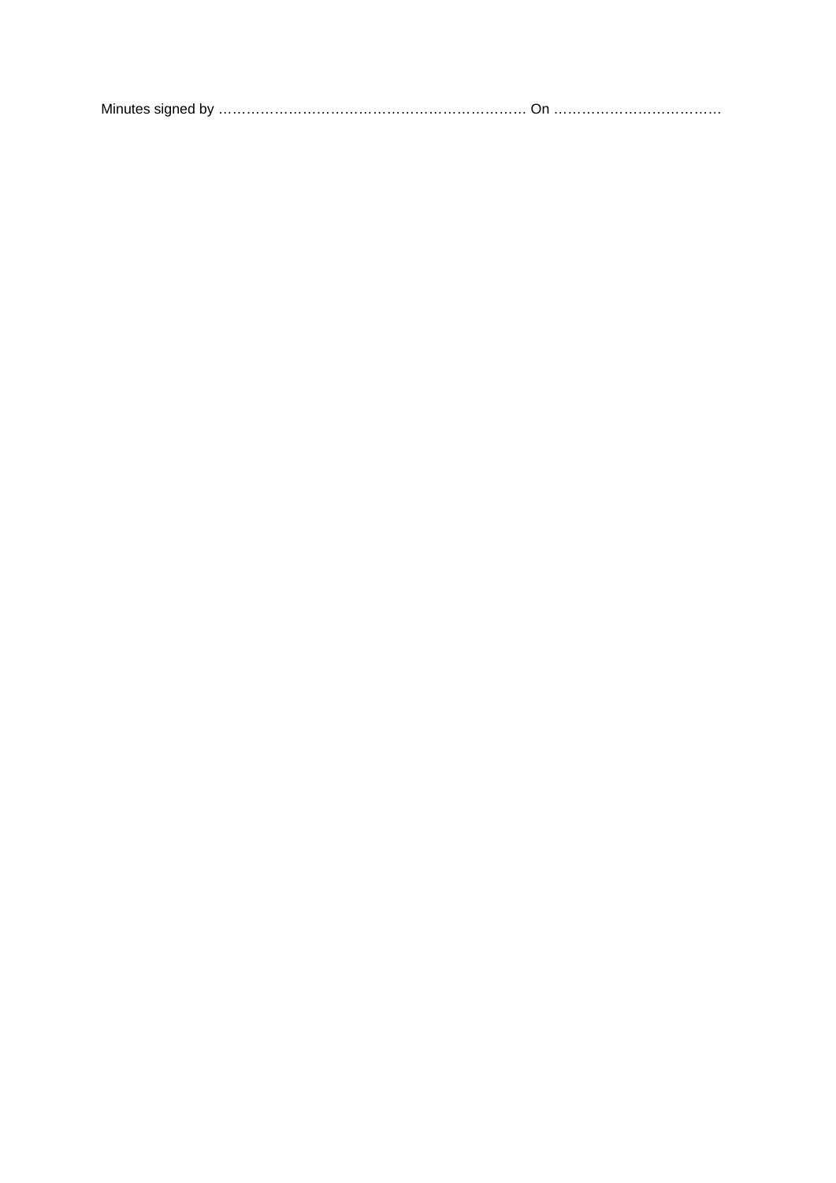Minutes signed by …………………………………………………………. On ………………………………